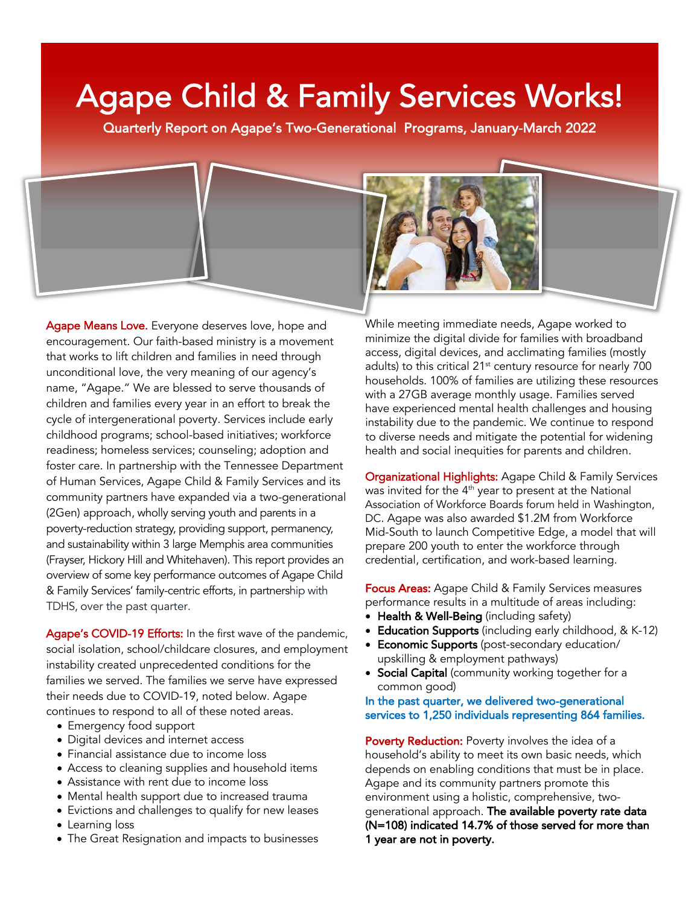# Agape Child & Family Services Works!

Quarterly Report on Agape's Two-Generational Programs, January-March 2022

**Agape Means Love.** Everyone deserves love, hope and encouragement. Our faith-based ministry is a movement that works to lift children and families in need through unconditional love, the very meaning of our agency's name, "Agape." We are blessed to serve thousands of children and families every year in an effort to break the cycle of intergenerational poverty. Services include early childhood programs; school-based initiatives; workforce readiness; homeless services; counseling; adoption and foster care. In partnership with the Tennessee Department of Human Services, Agape Child & Family Services and its community partners have expanded via a two-generational (2Gen) approach, wholly serving youth and parents in a poverty-reduction strategy, providing support, permanency, and sustainability within 3 large Memphis area communities (Frayser, Hickory Hill and Whitehaven). This report provides an overview of some key performance outcomes of Agape Child & Family Services' family-centric efforts, in partnership with TDHS, over the past quarter.

**Agape's COVID-19 Efforts:** In the first wave of the pandemic, social isolation, school/childcare closures, and employment instability created unprecedented conditions for the families we served. The families we serve have expressed their needs due to COVID-19, noted below. Agape continues to respond to all of these noted areas.

- Emergency food support
- Digital devices and internet access
- Financial assistance due to income loss
- Access to cleaning supplies and household items
- Assistance with rent due to income loss
- Mental health support due to increased trauma
- Evictions and challenges to qualify for new leases
- Learning loss
- The Great Resignation and impacts to businesses

While meeting immediate needs, Agape worked to minimize the digital divide for families with broadband access, digital devices, and acclimating families (mostly adults) to this critical 21st century resource for nearly 700 households. 100% of families are utilizing these resources with a 27GB average monthly usage. Families served have experienced mental health challenges and housing instability due to the pandemic. We continue to respond to diverse needs and mitigate the potential for widening health and social inequities for parents and children.

**Organizational Highlights:** Agape Child & Family Services was invited for the 4th year to present at the National Association of Workforce Boards forum held in Washington, DC. Agape was also awarded $1.2M from Workforce Mid-South to launch Competitive Edge, a model that will prepare 200 youth to enter the workforce through credential, certification, and work-based learning.

**Focus Areas:** Agape Child & Family Services measures performance results in a multitude of areas including:

- **Health & Well-Being** (including safety)
- **Education Supports** (including early childhood, & K-12)
- **Economic Supports** (post-secondary education/ upskilling & employment pathways)
- **Social Capital** (community working together for a common good)

In the past quarter, we delivered two-generational services to 1,250 individuals representing 864 families.

**Poverty Reduction:** Poverty involves the idea of a household's ability to meet its own basic needs, which depends on enabling conditions that must be in place. Agape and its community partners promote this environment using a holistic, comprehensive, two-generational approach. **The available poverty rate data (N=108) indicated 14.7% of those served for more than 1 year are not in poverty.**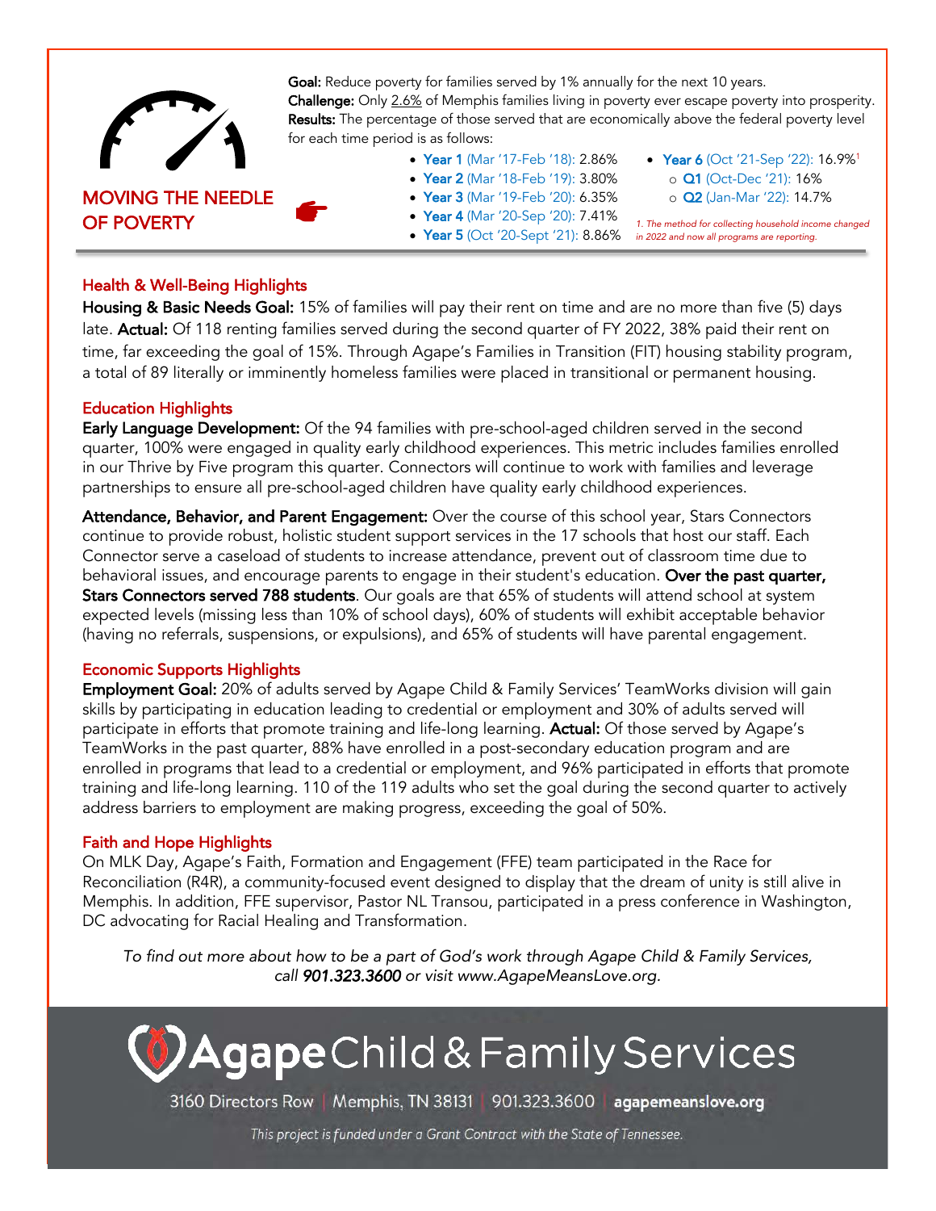## MOVING THE NEEDLE OF POVERTY

**Goal:** Reduce poverty for families served by 1% annually for the next 10 years.
**Challenge:** Only 2.6% of Memphis families living in poverty ever escape poverty into prosperity.
**Results:** The percentage of those served that are economically above the federal poverty level for each time period is as follows:

- **Year 1** (Mar '17-Feb '18): 2.86%
- **Year 2** (Mar '18-Feb '19): 3.80%
- **Year 3** (Mar '19-Feb '20): 6.35%
- **Year 4** (Mar '20-Sep '20): 7.41%
- **Year 5** (Oct '20-Sept '21): 8.86%
- **Year 6** (Oct '21-Sep '22): 16.9%[1]
  - **Q1** (Oct-Dec '21): 16%
  - **Q2** (Jan-Mar '22): 14.7%

*1. The method for collecting household income changed in 2022 and now all programs are reporting.*

### Health & Well-Being Highlights

**Housing & Basic Needs Goal:** 15% of families will pay their rent on time and are no more than five (5) days late. **Actual:** Of 118 renting families served during the second quarter of FY 2022, 38% paid their rent on time, far exceeding the goal of 15%. Through Agape's Families in Transition (FIT) housing stability program, a total of 89 literally or imminently homeless families were placed in transitional or permanent housing.

### Education Highlights

**Early Language Development:** Of the 94 families with pre-school-aged children served in the second quarter, 100% were engaged in quality early childhood experiences. This metric includes families enrolled in our Thrive by Five program this quarter. Connectors will continue to work with families and leverage partnerships to ensure all pre-school-aged children have quality early childhood experiences.

**Attendance, Behavior, and Parent Engagement:** Over the course of this school year, Stars Connectors continue to provide robust, holistic student support services in the 17 schools that host our staff. Each Connector serve a caseload of students to increase attendance, prevent out of classroom time due to behavioral issues, and encourage parents to engage in their student's education. **Over the past quarter, Stars Connectors served 788 students**. Our goals are that 65% of students will attend school at system expected levels (missing less than 10% of school days), 60% of students will exhibit acceptable behavior (having no referrals, suspensions, or expulsions), and 65% of students will have parental engagement.

### Economic Supports Highlights

**Employment Goal:** 20% of adults served by Agape Child & Family Services' TeamWorks division will gain skills by participating in education leading to credential or employment and 30% of adults served will participate in efforts that promote training and life-long learning. **Actual:** Of those served by Agape's TeamWorks in the past quarter, 88% have enrolled in a post-secondary education program and are enrolled in programs that lead to a credential or employment, and 96% participated in efforts that promote training and life-long learning. 110 of the 119 adults who set the goal during the second quarter to actively address barriers to employment are making progress, exceeding the goal of 50%.

### Faith and Hope Highlights

On MLK Day, Agape's Faith, Formation and Engagement (FFE) team participated in the Race for Reconciliation (R4R), a community-focused event designed to display that the dream of unity is still alive in Memphis. In addition, FFE supervisor, Pastor NL Transou, participated in a press conference in Washington, DC advocating for Racial Healing and Transformation.

*To find out more about how to be a part of God's work through Agape Child & Family Services, call **901.323.3600** or visit www.AgapeMeansLove.org.*

**Agape Child & Family Services**

3160 Directors Row | Memphis, TN 38131 | 901.323.3600 | **agapemeanslove.org**

*This project is funded under a Grant Contract with the State of Tennessee.*